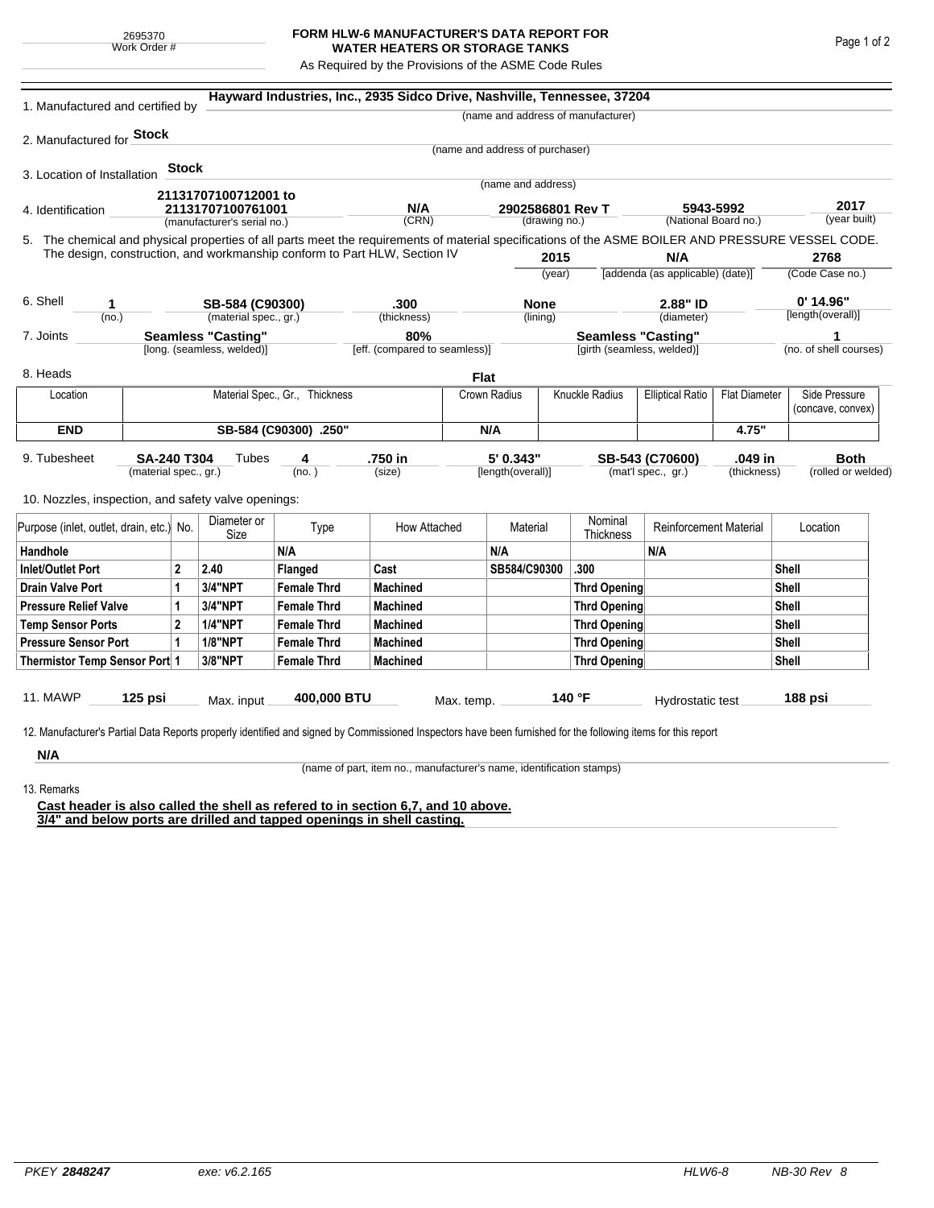2695370
Work Order #

# FORM HLW-6 MANUFACTURER'S DATA REPORT FOR WATER HEATERS OR STORAGE TANKS

As Required by the Provisions of the ASME Code Rules

1. Manufactured and certified by **Hayward Industries, Inc., 2935 Sidco Drive, Nashville, Tennessee, 37204**
(name and address of manufacturer)

2. Manufactured for **Stock**
(name and address of purchaser)

3. Location of Installation **Stock**
(name and address)

4. Identification **21131707100712001 to 21131707100761001** (manufacturer's serial no.) **N/A** (CRN) **2902586801 Rev T** (drawing no.) **5943-5992** (National Board no.) **2017** (year built)

5. The chemical and physical properties of all parts meet the requirements of material specifications of the ASME BOILER AND PRESSURE VESSEL CODE. The design, construction, and workmanship conform to Part HLW, Section IV **2015** (year) **N/A** [addenda (as applicable) (date)] **2768** (Code Case no.)

6. Shell **1** (no.) **SB-584 (C90300)** (material spec., gr.) **.300** (thickness) **None** (lining) **2.88" ID** (diameter) **0' 14.96"** [length(overall)]

7. Joints **Seamless "Casting"** [long. (seamless, welded)] **80%** [eff. (compared to seamless)] **Seamless "Casting"** [girth (seamless, welded)] **1** (no. of shell courses)

8. Heads **Flat**

| Location | Material Spec., Gr., Thickness | Crown Radius | Knuckle Radius | Elliptical Ratio | Flat Diameter | Side Pressure (concave, convex) |
|---|---|---|---|---|---|---|
| **END** | **SB-584 (C90300) .250"** | **N/A** | | | **4.75"** | |

9. Tubesheet **SA-240 T304** (material spec., gr.) Tubes **4** (no.) **.750 in** (size) **5' 0.343"** [length(overall)] **SB-543 (C70600)** (mat'l spec., gr.) **.049 in** (thickness) **Both** (rolled or welded)

10. Nozzles, inspection, and safety valve openings:

| Purpose (inlet, outlet, drain, etc.) | No. | Diameter or Size | Type | How Attached | Material | Nominal Thickness | Reinforcement Material | Location |
|---|---|---|---|---|---|---|---|---|
| **Handhole** | | | **N/A** | | **N/A** | | **N/A** | |
| **Inlet/Outlet Port** | **2** | **2.40** | **Flanged** | **Cast** | **SB584/C90300** | **.300** | | **Shell** |
| **Drain Valve Port** | **1** | **3/4"NPT** | **Female Thrd** | **Machined** | | **Thrd Opening** | | **Shell** |
| **Pressure Relief Valve** | **1** | **3/4"NPT** | **Female Thrd** | **Machined** | | **Thrd Opening** | | **Shell** |
| **Temp Sensor Ports** | **2** | **1/4"NPT** | **Female Thrd** | **Machined** | | **Thrd Opening** | | **Shell** |
| **Pressure Sensor Port** | **1** | **1/8"NPT** | **Female Thrd** | **Machined** | | **Thrd Opening** | | **Shell** |
| **Thermistor Temp Sensor Port** | **1** | **3/8"NPT** | **Female Thrd** | **Machined** | | **Thrd Opening** | | **Shell** |

11. MAWP **125 psi** Max. input **400,000 BTU** Max. temp. **140 °F** Hydrostatic test **188 psi**

12. Manufacturer's Partial Data Reports properly identified and signed by Commissioned Inspectors have been furnished for the following items for this report

**N/A**
(name of part, item no., manufacturer's name, identification stamps)

13. Remarks

**Cast header is also called the shell as refered to in section 6,7, and 10 above.**
**3/4" and below ports are drilled and tapped openings in shell casting.**

PKEY **2848247** exe: v6.2.165 HLW6-8 NB-30 Rev 8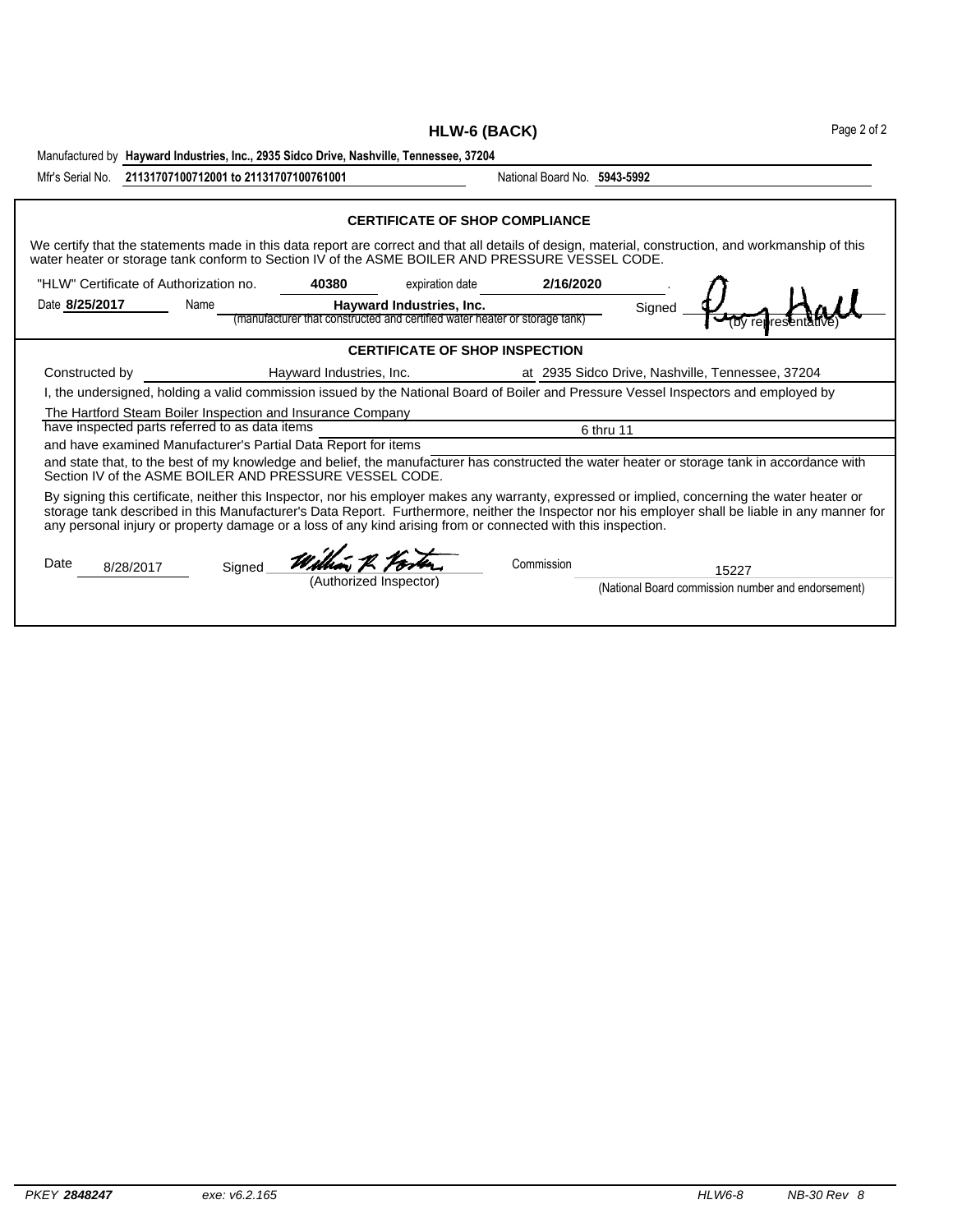# HLW-6 (BACK)

Manufactured by **Hayward Industries, Inc., 2935 Sidco Drive, Nashville, Tennessee, 37204**

Mfr's Serial No. **21131707100712001 to 21131707100761001** National Board No. **5943-5992**

## CERTIFICATE OF SHOP COMPLIANCE

We certify that the statements made in this data report are correct and that all details of design, material, construction, and workmanship of this water heater or storage tank conform to Section IV of the ASME BOILER AND PRESSURE VESSEL CODE.

"HLW" Certificate of Authorization no. **40380** expiration date **2/16/2020**.

Date **8/25/2017** Name **Hayward Industries, Inc.** (manufacturer that constructed and certified water heater or storage tank) Signed Perry Hall (by representative)

## CERTIFICATE OF SHOP INSPECTION

Constructed by Hayward Industries, Inc. at 2935 Sidco Drive, Nashville, Tennessee, 37204

I, the undersigned, holding a valid commission issued by the National Board of Boiler and Pressure Vessel Inspectors and employed by The Hartford Steam Boiler Inspection and Insurance Company have inspected parts referred to as data items 6 thru 11 and have examined Manufacturer's Partial Data Report for items and state that, to the best of my knowledge and belief, the manufacturer has constructed the water heater or storage tank in accordance with Section IV of the ASME BOILER AND PRESSURE VESSEL CODE.

By signing this certificate, neither this Inspector, nor his employer makes any warranty, expressed or implied, concerning the water heater or storage tank described in this Manufacturer's Data Report. Furthermore, neither the Inspector nor his employer shall be liable in any manner for any personal injury or property damage or a loss of any kind arising from or connected with this inspection.

Date 8/28/2017 Signed William R. Foster (Authorized Inspector) Commission 15227 (National Board commission number and endorsement)

PKEY 2848247 exe: v6.2.165 HLW6-8 NB-30 Rev 8